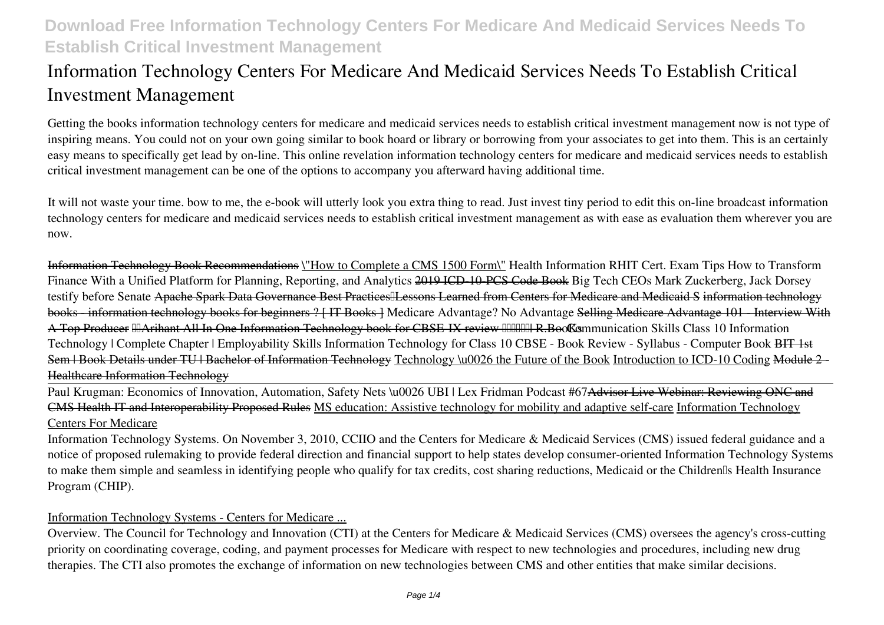# Information Technology Centers For Medicare And Medicaid Services Needs To Establish Critical Investment Management

Getting the books information technology centers for medicare and medicaid services needs to establish critical investment management now is not type of inspiring means. You could not on your own going similar to book hoard or library or borrowing from your associates to get into them. This is an certainly easy means to specifically get lead by on-line. This online revelation information technology centers for medicare and medicaid services needs to establish critical investment management can be one of the options to accompany you afterward having additional time.

It will not waste your time. bow to me, the e-book will utterly look you extra thing to read. Just invest tiny period to edit this on-line broadcast information technology centers for medicare and medicaid services needs to establish critical investment management as with ease as evaluation them wherever you are now.

~~Information Technology Book Recommendations~~ \"How to Complete a CMS 1500 Form\" Health Information RHIT Cert. Exam Tips How to Transform Finance With a Unified Platform for Planning, Reporting, and Analytics ~~2019 ICD-10-PCS Code Book~~ Big Tech CEOs Mark Zuckerberg, Jack Dorsey testify before Senate ~~Apache Spark Data Governance Best Practices—Lessons Learned from Centers for Medicare and Medicaid S~~ ~~information technology books - information technology books for beginners ? [ IT Books ]~~ Medicare Advantage? No Advantage ~~Selling Medicare Advantage 101 - Interview With A Top Producer~~ ~~Arihant All In One Information Technology book for CBSE IX review R.Books~~ Communication Skills Class 10 Information Technology | Complete Chapter | Employability Skills Information Technology for Class 10 CBSE - Book Review - Syllabus - Computer Book ~~BIT 1st Sem | Book Details under TU | Bachelor of Information Technology~~ Technology \u0026 the Future of the Book Introduction to ICD-10 Coding ~~Module 2 - Healthcare Information Technology~~

Paul Krugman: Economics of Innovation, Automation, Safety Nets \u0026 UBI | Lex Fridman Podcast #67 ~~Advisor Live Webinar: Reviewing ONC and CMS Health IT and Interoperability Proposed Rules~~ MS education: Assistive technology for mobility and adaptive self-care Information Technology Centers For Medicare

Information Technology Systems. On November 3, 2010, CCIIO and the Centers for Medicare & Medicaid Services (CMS) issued federal guidance and a notice of proposed rulemaking to provide federal direction and financial support to help states develop consumer-oriented Information Technology Systems to make them simple and seamless in identifying people who qualify for tax credits, cost sharing reductions, Medicaid or the Children's Health Insurance Program (CHIP).

## Information Technology Systems - Centers for Medicare ...

Overview. The Council for Technology and Innovation (CTI) at the Centers for Medicare & Medicaid Services (CMS) oversees the agency's cross-cutting priority on coordinating coverage, coding, and payment processes for Medicare with respect to new technologies and procedures, including new drug therapies. The CTI also promotes the exchange of information on new technologies between CMS and other entities that make similar decisions.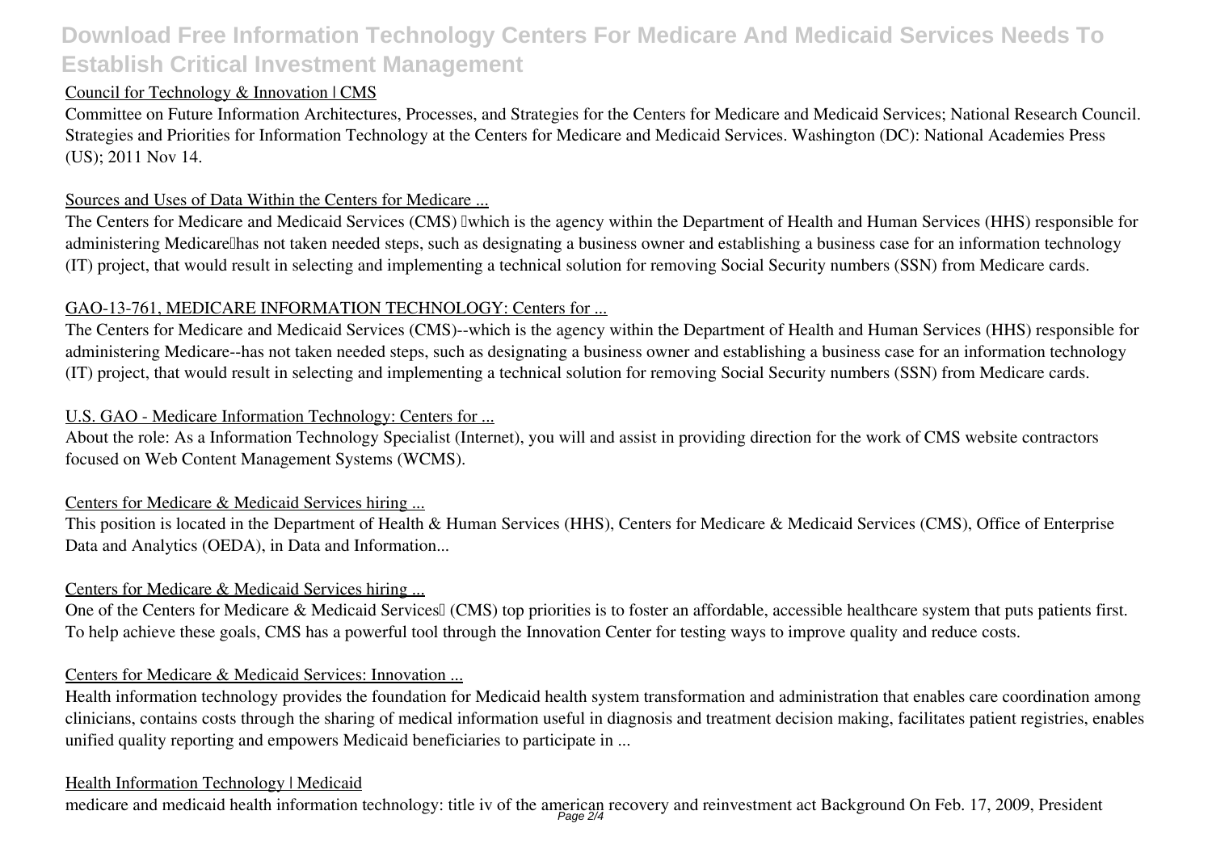## Council for Technology & Innovation | CMS

Committee on Future Information Architectures, Processes, and Strategies for the Centers for Medicare and Medicaid Services; National Research Council. Strategies and Priorities for Information Technology at the Centers for Medicare and Medicaid Services. Washington (DC): National Academies Press (US); 2011 Nov 14.

## Sources and Uses of Data Within the Centers for Medicare ...

The Centers for Medicare and Medicaid Services (CMS) —which is the agency within the Department of Health and Human Services (HHS) responsible for administering Medicare—has not taken needed steps, such as designating a business owner and establishing a business case for an information technology (IT) project, that would result in selecting and implementing a technical solution for removing Social Security numbers (SSN) from Medicare cards.

## GAO-13-761, MEDICARE INFORMATION TECHNOLOGY: Centers for ...

The Centers for Medicare and Medicaid Services (CMS)--which is the agency within the Department of Health and Human Services (HHS) responsible for administering Medicare--has not taken needed steps, such as designating a business owner and establishing a business case for an information technology (IT) project, that would result in selecting and implementing a technical solution for removing Social Security numbers (SSN) from Medicare cards.

## U.S. GAO - Medicare Information Technology: Centers for ...

About the role: As a Information Technology Specialist (Internet), you will and assist in providing direction for the work of CMS website contractors focused on Web Content Management Systems (WCMS).

## Centers for Medicare & Medicaid Services hiring ...

This position is located in the Department of Health & Human Services (HHS), Centers for Medicare & Medicaid Services (CMS), Office of Enterprise Data and Analytics (OEDA), in Data and Information...

## Centers for Medicare & Medicaid Services hiring ...

One of the Centers for Medicare & Medicaid Services' (CMS) top priorities is to foster an affordable, accessible healthcare system that puts patients first. To help achieve these goals, CMS has a powerful tool through the Innovation Center for testing ways to improve quality and reduce costs.

## Centers for Medicare & Medicaid Services: Innovation ...

Health information technology provides the foundation for Medicaid health system transformation and administration that enables care coordination among clinicians, contains costs through the sharing of medical information useful in diagnosis and treatment decision making, facilitates patient registries, enables unified quality reporting and empowers Medicaid beneficiaries to participate in ...

## Health Information Technology | Medicaid

medicare and medicaid health information technology: title iv of the american recovery and reinvestment act Background On Feb. 17, 2009, President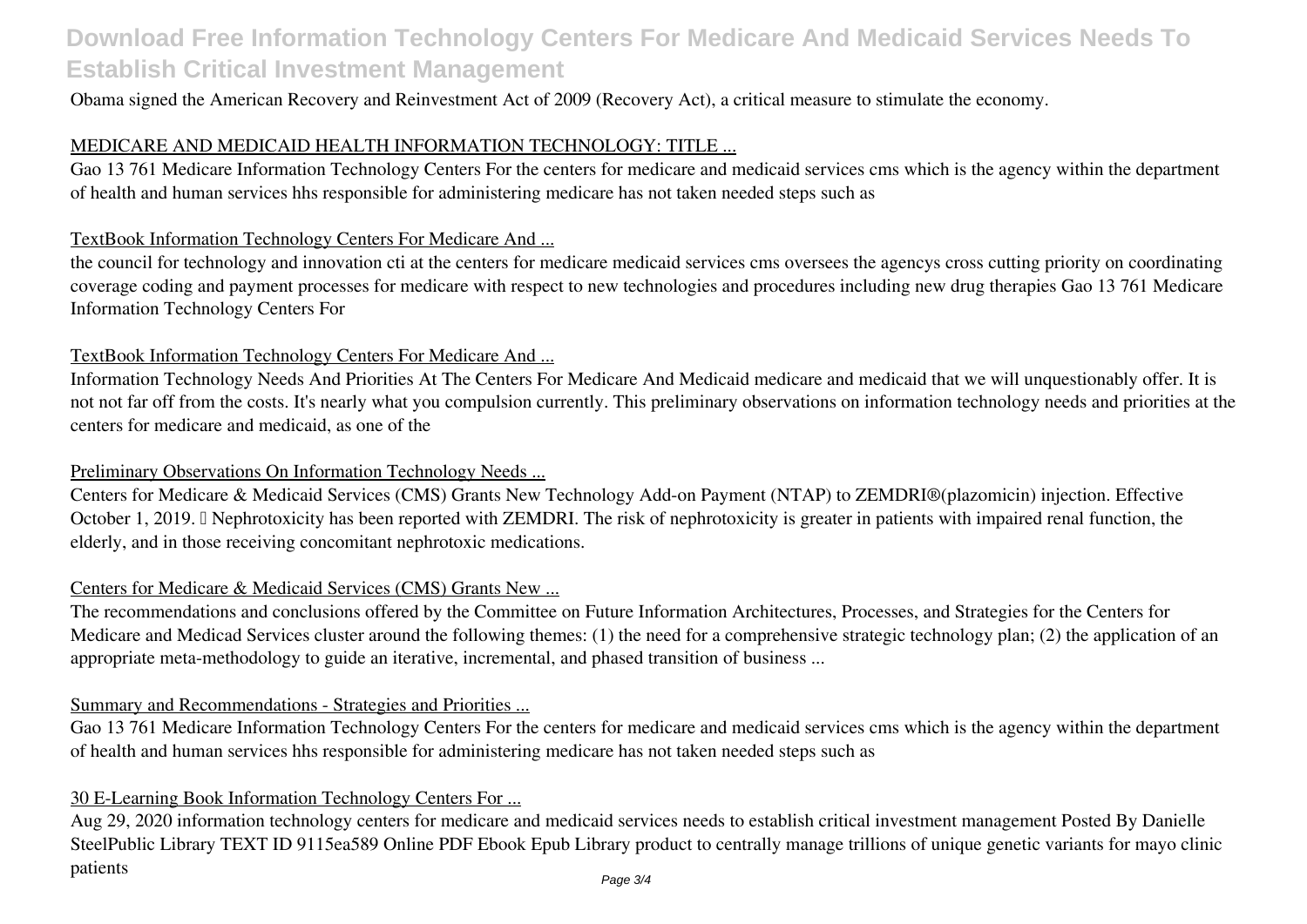Obama signed the American Recovery and Reinvestment Act of 2009 (Recovery Act), a critical measure to stimulate the economy.

## MEDICARE AND MEDICAID HEALTH INFORMATION TECHNOLOGY: TITLE ...

Gao 13 761 Medicare Information Technology Centers For the centers for medicare and medicaid services cms which is the agency within the department of health and human services hhs responsible for administering medicare has not taken needed steps such as

## TextBook Information Technology Centers For Medicare And ...

the council for technology and innovation cti at the centers for medicare medicaid services cms oversees the agencys cross cutting priority on coordinating coverage coding and payment processes for medicare with respect to new technologies and procedures including new drug therapies Gao 13 761 Medicare Information Technology Centers For

## TextBook Information Technology Centers For Medicare And ...

Information Technology Needs And Priorities At The Centers For Medicare And Medicaid medicare and medicaid that we will unquestionably offer. It is not not far off from the costs. It's nearly what you compulsion currently. This preliminary observations on information technology needs and priorities at the centers for medicare and medicaid, as one of the

## Preliminary Observations On Information Technology Needs ...

Centers for Medicare & Medicaid Services (CMS) Grants New Technology Add-on Payment (NTAP) to ZEMDRI®(plazomicin) injection. Effective October 1, 2019.  Nephrotoxicity has been reported with ZEMDRI. The risk of nephrotoxicity is greater in patients with impaired renal function, the elderly, and in those receiving concomitant nephrotoxic medications.

## Centers for Medicare & Medicaid Services (CMS) Grants New ...

The recommendations and conclusions offered by the Committee on Future Information Architectures, Processes, and Strategies for the Centers for Medicare and Medicad Services cluster around the following themes: (1) the need for a comprehensive strategic technology plan; (2) the application of an appropriate meta-methodology to guide an iterative, incremental, and phased transition of business ...

## Summary and Recommendations - Strategies and Priorities ...

Gao 13 761 Medicare Information Technology Centers For the centers for medicare and medicaid services cms which is the agency within the department of health and human services hhs responsible for administering medicare has not taken needed steps such as

## 30 E-Learning Book Information Technology Centers For ...

Aug 29, 2020 information technology centers for medicare and medicaid services needs to establish critical investment management Posted By Danielle SteelPublic Library TEXT ID 9115ea589 Online PDF Ebook Epub Library product to centrally manage trillions of unique genetic variants for mayo clinic patients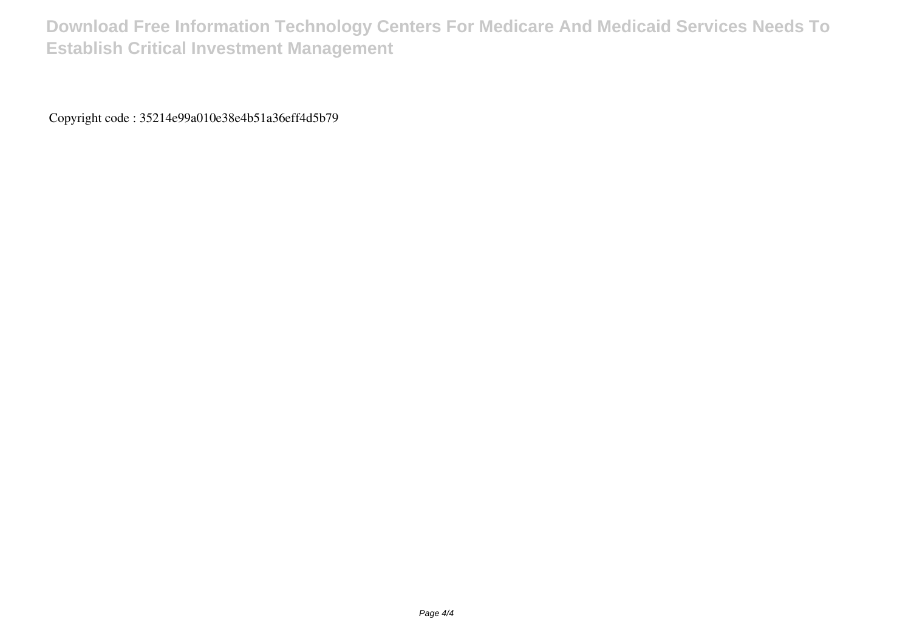Copyright code : 35214e99a010e38e4b51a36eff4d5b79